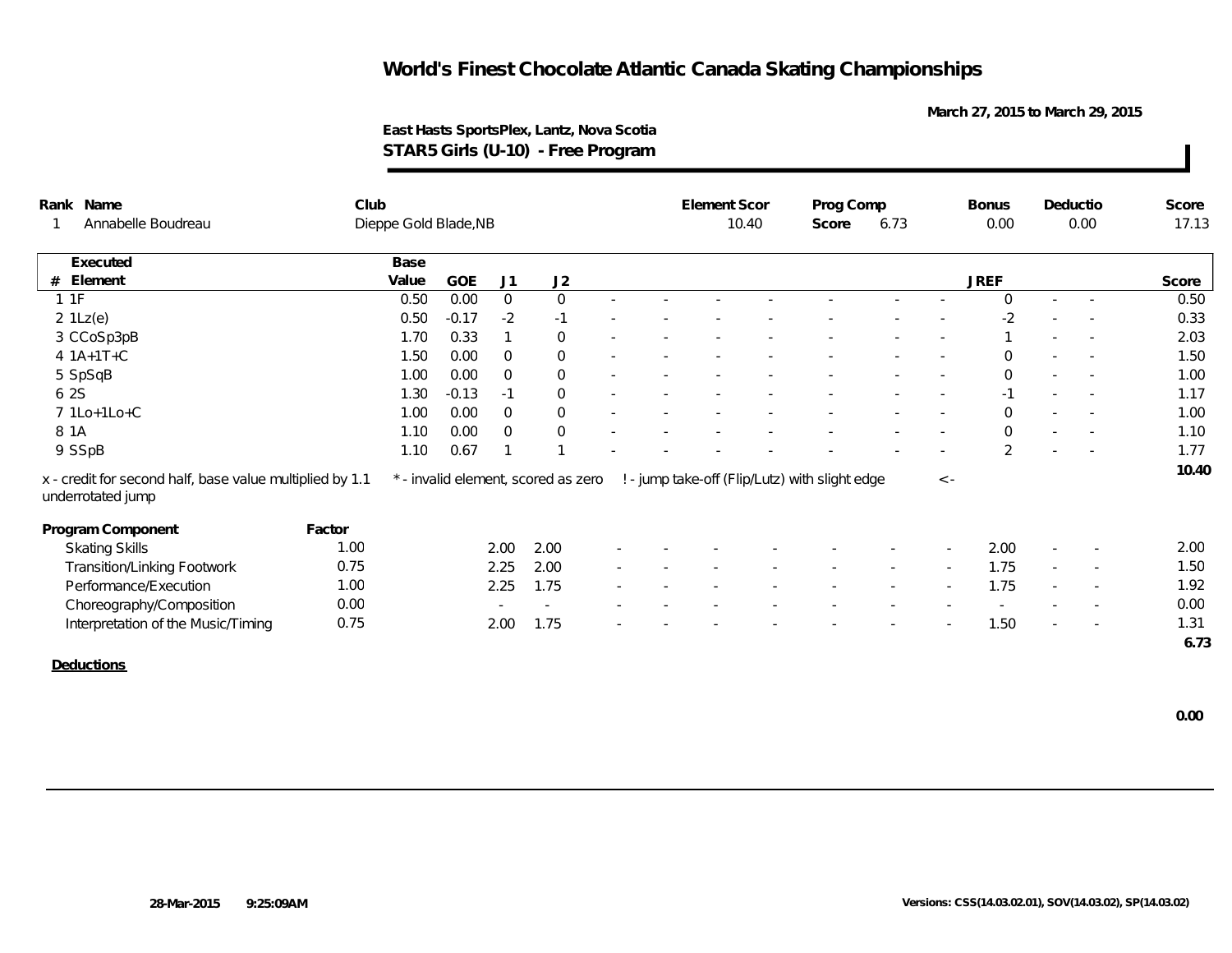# World's Finest Chocolate Atlantic Canada Skating Championships

March 27, 2015 to March 29, 2015

East Hasts SportsPlex, Lantz, Nova Scotia

**STAR5 Girls (U-10) - Free Program**

| Rank | Name | Club | Element Scor | Prog Comp Score | Bonus | Deductio | Score |
|---|---|---|---|---|---|---|---|
| 1 | Annabelle Boudreau | Dieppe Gold Blade,NB | 10.40 | 6.73 | 0.00 | 0.00 | 17.13 |

| # | Executed Element | Base Value | GOE | J1 | J2 | | | | | | | | JREF | | | Score |
|---|---|---|---|---|---|---|---|---|---|---|---|---|---|---|---|---|
| 1 | 1F | 0.50 | 0.00 | 0 | 0 | - | - | - | - | - | - | - | 0 | - | - | 0.50 |
| 2 | 1Lz(e) | 0.50 | -0.17 | -2 | -1 | - | - | - | - | - | - | - | -2 | - | - | 0.33 |
| 3 | CCoSp3pB | 1.70 | 0.33 | 1 | 0 | - | - | - | - | - | - | - | 1 | - | - | 2.03 |
| 4 | 1A+1T+C | 1.50 | 0.00 | 0 | 0 | - | - | - | - | - | - | - | 0 | - | - | 1.50 |
| 5 | SpSqB | 1.00 | 0.00 | 0 | 0 | - | - | - | - | - | - | - | 0 | - | - | 1.00 |
| 6 | 2S | 1.30 | -0.13 | -1 | 0 | - | - | - | - | - | - | - | -1 | - | - | 1.17 |
| 7 | 1Lo+1Lo+C | 1.00 | 0.00 | 0 | 0 | - | - | - | - | - | - | - | 0 | - | - | 1.00 |
| 8 | 1A | 1.10 | 0.00 | 0 | 0 | - | - | - | - | - | - | - | 0 | - | - | 1.10 |
| 9 | SSpB | 1.10 | 0.67 | 1 | 1 | - | - | - | - | - | - | - | 2 | - | - | 1.77 |
| | | | | | | | | | | | | | | | | 10.40 |

x - credit for second half, base value multiplied by 1.1 &nbsp;&nbsp; * - invalid element, scored as zero &nbsp;&nbsp; ! - jump take-off (Flip/Lutz) with slight edge &nbsp;&nbsp; < - underrotated jump

| Program Component | Factor | J1 | J2 | | | | | | | | JREF | | | Score |
|---|---|---|---|---|---|---|---|---|---|---|---|---|---|---|
| Skating Skills | 1.00 | 2.00 | 2.00 | - | - | - | - | - | - | - | 2.00 | - | - | 2.00 |
| Transition/Linking Footwork | 0.75 | 2.25 | 2.00 | - | - | - | - | - | - | - | 1.75 | - | - | 1.50 |
| Performance/Execution | 1.00 | 2.25 | 1.75 | - | - | - | - | - | - | - | 1.75 | - | - | 1.92 |
| Choreography/Composition | 0.00 | - | - | - | - | - | - | - | - | - | - | - | - | 0.00 |
| Interpretation of the Music/Timing | 0.75 | 2.00 | 1.75 | - | - | - | - | - | - | - | 1.50 | - | - | 1.31 |
| | | | | | | | | | | | | | | 6.73 |

**Deductions**

0.00

28-Mar-2015 9:25:09AM

Versions: CSS(14.03.02.01), SOV(14.03.02), SP(14.03.02)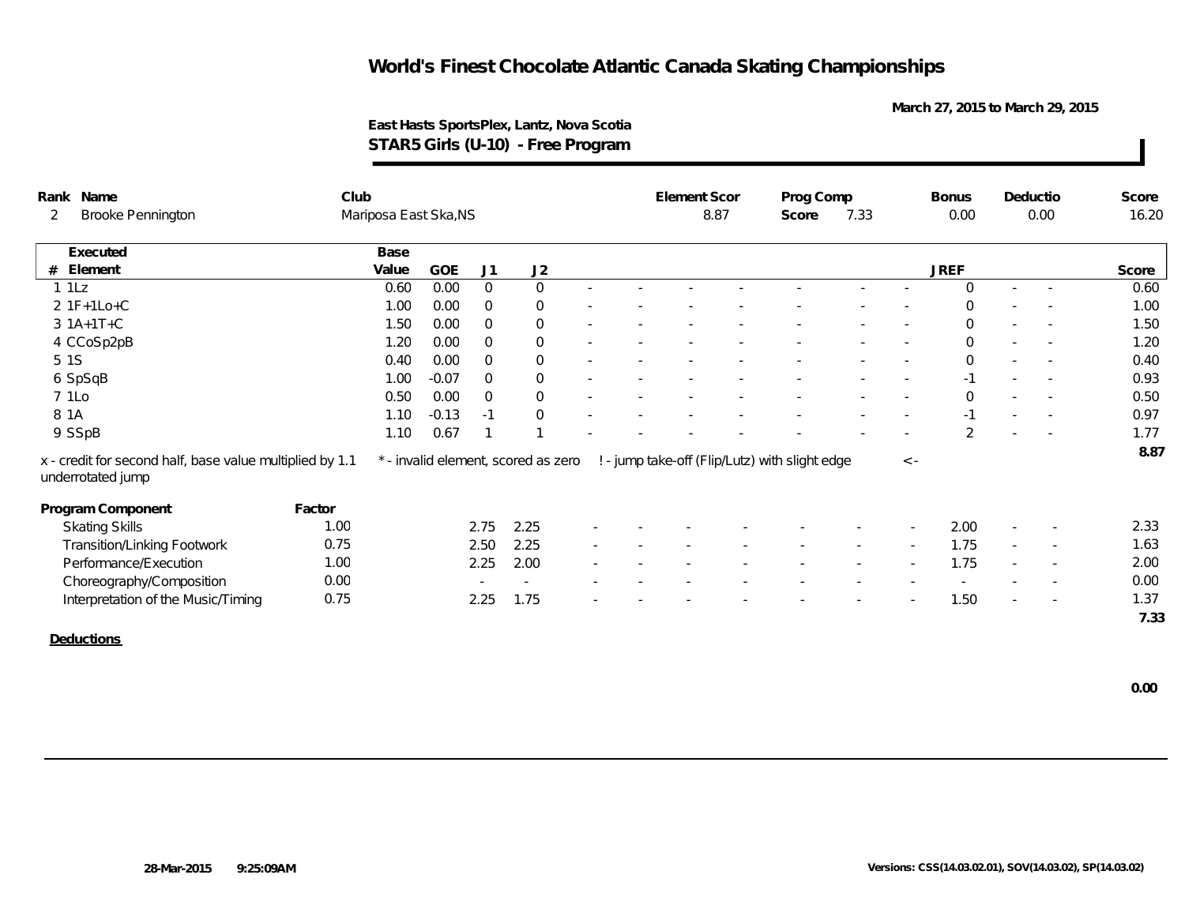# World's Finest Chocolate Atlantic Canada Skating Championships

March 27, 2015 to March 29, 2015

East Hasts SportsPlex, Lantz, Nova Scotia

**STAR5 Girls (U-10) - Free Program**

| Rank | Name | Club | Element Scor | Prog Comp Score | Bonus | Deductio | Score |
|---|---|---|---|---|---|---|---|
| 2 | Brooke Pennington | Mariposa East Ska,NS | 8.87 | 7.33 | 0.00 | 0.00 | 16.20 |

| # | Executed Element | Base Value | GOE | J1 | J2 | | | | | | | | JREF | | | Score |
|---|---|---|---|---|---|---|---|---|---|---|---|---|---|---|---|---|
| 1 | 1Lz | 0.60 | 0.00 | 0 | 0 | - | - | - | - | - | - | - | 0 | - | - | 0.60 |
| 2 | 1F+1Lo+C | 1.00 | 0.00 | 0 | 0 | - | - | - | - | - | - | - | 0 | - | - | 1.00 |
| 3 | 1A+1T+C | 1.50 | 0.00 | 0 | 0 | - | - | - | - | - | - | - | 0 | - | - | 1.50 |
| 4 | CCoSp2pB | 1.20 | 0.00 | 0 | 0 | - | - | - | - | - | - | - | 0 | - | - | 1.20 |
| 5 | 1S | 0.40 | 0.00 | 0 | 0 | - | - | - | - | - | - | - | 0 | - | - | 0.40 |
| 6 | SpSqB | 1.00 | -0.07 | 0 | 0 | - | - | - | - | - | - | - | -1 | - | - | 0.93 |
| 7 | 1Lo | 0.50 | 0.00 | 0 | 0 | - | - | - | - | - | - | - | 0 | - | - | 0.50 |
| 8 | 1A | 1.10 | -0.13 | -1 | 0 | - | - | - | - | - | - | - | -1 | - | - | 0.97 |
| 9 | SSpB | 1.10 | 0.67 | 1 | 1 | - | - | - | - | - | - | - | 2 | - | - | 1.77 |
| | | | | | | | | | | | | | | | | 8.87 |

x - credit for second half, base value multiplied by 1.1 &nbsp;&nbsp; * - invalid element, scored as zero &nbsp;&nbsp; ! - jump take-off (Flip/Lutz) with slight edge &nbsp;&nbsp; < - underrotated jump

| Program Component | Factor | J1 | J2 | | | | | | | | JREF | | | Score |
|---|---|---|---|---|---|---|---|---|---|---|---|---|---|---|
| Skating Skills | 1.00 | 2.75 | 2.25 | - | - | - | - | - | - | - | 2.00 | - | - | 2.33 |
| Transition/Linking Footwork | 0.75 | 2.50 | 2.25 | - | - | - | - | - | - | - | 1.75 | - | - | 1.63 |
| Performance/Execution | 1.00 | 2.25 | 2.00 | - | - | - | - | - | - | - | 1.75 | - | - | 2.00 |
| Choreography/Composition | 0.00 | - | - | - | - | - | - | - | - | - | - | - | - | 0.00 |
| Interpretation of the Music/Timing | 0.75 | 2.25 | 1.75 | - | - | - | - | - | - | - | 1.50 | - | - | 1.37 |
| | | | | | | | | | | | | | | 7.33 |

**Deductions**

0.00

28-Mar-2015 9:25:09AM &nbsp;&nbsp; Versions: CSS(14.03.02.01), SOV(14.03.02), SP(14.03.02)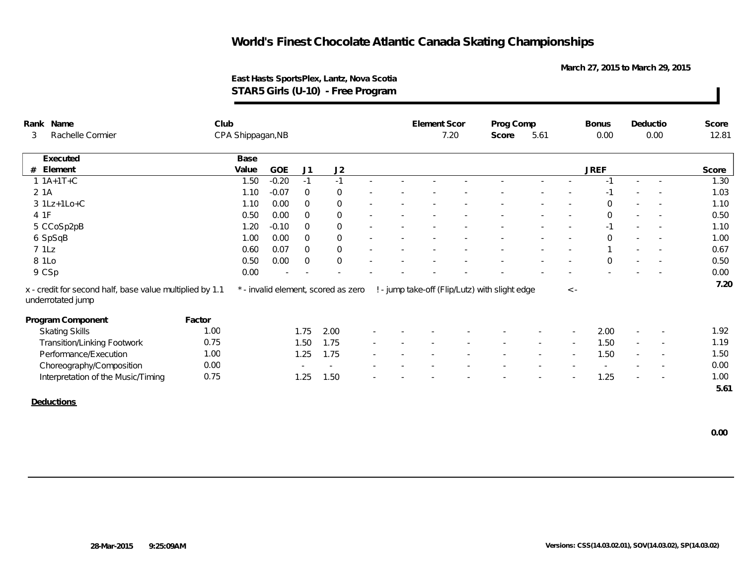# World's Finest Chocolate Atlantic Canada Skating Championships

March 27, 2015 to March 29, 2015

**East Hasts SportsPlex, Lantz, Nova Scotia**
**STAR5 Girls (U-10) - Free Program**

| Rank | Name | Club | Element Scor | Prog Comp Score | Bonus | Deductio | Score |
|---|---|---|---|---|---|---|---|
| 3 | Rachelle Cormier | CPA Shippagan,NB | 7.20 | 5.61 | 0.00 | 0.00 | 12.81 |

| # | Executed Element | Base Value | GOE | J1 | J2 | | | | | | | | JREF | | | Score |
|---|---|---|---|---|---|---|---|---|---|---|---|---|---|---|---|---|
| 1 | 1A+1T+C | 1.50 | -0.20 | -1 | -1 | - | - | - | - | - | - | - | -1 | - | - | 1.30 |
| 2 | 1A | 1.10 | -0.07 | 0 | 0 | - | - | - | - | - | - | - | -1 | - | - | 1.03 |
| 3 | 1Lz+1Lo+C | 1.10 | 0.00 | 0 | 0 | - | - | - | - | - | - | - | 0 | - | - | 1.10 |
| 4 | 1F | 0.50 | 0.00 | 0 | 0 | - | - | - | - | - | - | - | 0 | - | - | 0.50 |
| 5 | CCoSp2pB | 1.20 | -0.10 | 0 | 0 | - | - | - | - | - | - | - | -1 | - | - | 1.10 |
| 6 | SpSqB | 1.00 | 0.00 | 0 | 0 | - | - | - | - | - | - | - | 0 | - | - | 1.00 |
| 7 | 1Lz | 0.60 | 0.07 | 0 | 0 | - | - | - | - | - | - | - | 1 | - | - | 0.67 |
| 8 | 1Lo | 0.50 | 0.00 | 0 | 0 | - | - | - | - | - | - | - | 0 | - | - | 0.50 |
| 9 | CSp | 0.00 | - | - | - | - | - | - | - | - | - | - | - | - | - | 0.00 |
| | | | | | | | | | | | | | | | | 7.20 |

x - credit for second half, base value multiplied by 1.1 &nbsp;&nbsp; * - invalid element, scored as zero &nbsp;&nbsp; ! - jump take-off (Flip/Lutz) with slight edge &nbsp;&nbsp; <- underrotated jump

| Program Component | Factor | J1 | J2 | | | | | | | | JREF | | | Score |
|---|---|---|---|---|---|---|---|---|---|---|---|---|---|---|
| Skating Skills | 1.00 | 1.75 | 2.00 | - | - | - | - | - | - | - | 2.00 | - | - | 1.92 |
| Transition/Linking Footwork | 0.75 | 1.50 | 1.75 | - | - | - | - | - | - | - | 1.50 | - | - | 1.19 |
| Performance/Execution | 1.00 | 1.25 | 1.75 | - | - | - | - | - | - | - | 1.50 | - | - | 1.50 |
| Choreography/Composition | 0.00 | - | - | - | - | - | - | - | - | - | - | - | - | 0.00 |
| Interpretation of the Music/Timing | 0.75 | 1.25 | 1.50 | - | - | - | - | - | - | - | 1.25 | - | - | 1.00 |
| | | | | | | | | | | | | | | 5.61 |

**Deductions**

**0.00**

28-Mar-2015 9:25:09AM

Versions: CSS(14.03.02.01), SOV(14.03.02), SP(14.03.02)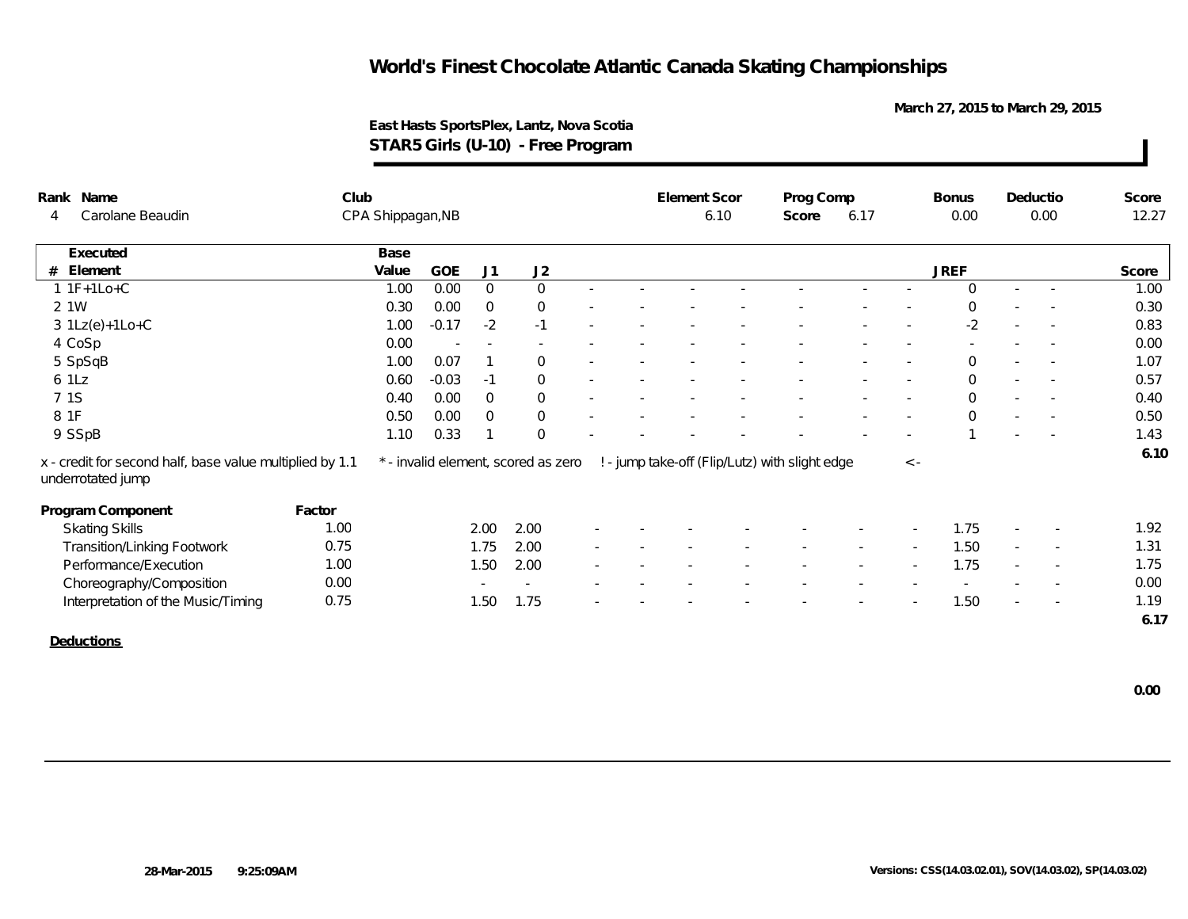# World's Finest Chocolate Atlantic Canada Skating Championships

March 27, 2015 to March 29, 2015

East Hasts SportsPlex, Lantz, Nova Scotia

**STAR5 Girls (U-10) - Free Program**

| Rank | Name | Club | Element Scor | Prog Comp Score | Bonus | Deductio | Score |
|---|---|---|---|---|---|---|---|
| 4 | Carolane Beaudin | CPA Shippagan,NB | 6.10 | 6.17 | 0.00 | 0.00 | 12.27 |

| # | Executed Element | Base Value | GOE | J1 | J2 | | | | | | | | JREF | | | Score |
|---|---|---|---|---|---|---|---|---|---|---|---|---|---|---|---|---|
| 1 | 1F+1Lo+C | 1.00 | 0.00 | 0 | 0 | - | - | - | - | - | - | - | 0 | - | - | 1.00 |
| 2 | 1W | 0.30 | 0.00 | 0 | 0 | - | - | - | - | - | - | - | 0 | - | - | 0.30 |
| 3 | 1Lz(e)+1Lo+C | 1.00 | -0.17 | -2 | -1 | - | - | - | - | - | - | - | -2 | - | - | 0.83 |
| 4 | CoSp | 0.00 | - | - | - | - | - | - | - | - | - | - | - | - | - | 0.00 |
| 5 | SpSqB | 1.00 | 0.07 | 1 | 0 | - | - | - | - | - | - | - | 0 | - | - | 1.07 |
| 6 | 1Lz | 0.60 | -0.03 | -1 | 0 | - | - | - | - | - | - | - | 0 | - | - | 0.57 |
| 7 | 1S | 0.40 | 0.00 | 0 | 0 | - | - | - | - | - | - | - | 0 | - | - | 0.40 |
| 8 | 1F | 0.50 | 0.00 | 0 | 0 | - | - | - | - | - | - | - | 0 | - | - | 0.50 |
| 9 | SSpB | 1.10 | 0.33 | 1 | 0 | - | - | - | - | - | - | - | 1 | - | - | 1.43 |
| | | | | | | | | | | | | | | | | 6.10 |

x - credit for second half, base value multiplied by 1.1 &nbsp;&nbsp; * - invalid element, scored as zero &nbsp;&nbsp; ! - jump take-off (Flip/Lutz) with slight edge &nbsp;&nbsp; <- underrotated jump

| Program Component | Factor | J1 | J2 | | | | | | | | JREF | | | Score |
|---|---|---|---|---|---|---|---|---|---|---|---|---|---|---|
| Skating Skills | 1.00 | 2.00 | 2.00 | - | - | - | - | - | - | - | 1.75 | - | - | 1.92 |
| Transition/Linking Footwork | 0.75 | 1.75 | 2.00 | - | - | - | - | - | - | - | 1.50 | - | - | 1.31 |
| Performance/Execution | 1.00 | 1.50 | 2.00 | - | - | - | - | - | - | - | 1.75 | - | - | 1.75 |
| Choreography/Composition | 0.00 | - | - | - | - | - | - | - | - | - | - | - | - | 0.00 |
| Interpretation of the Music/Timing | 0.75 | 1.50 | 1.75 | - | - | - | - | - | - | - | 1.50 | - | - | 1.19 |
| | | | | | | | | | | | | | | 6.17 |

**Deductions**

0.00

28-Mar-2015 9:25:09AM

Versions: CSS(14.03.02.01), SOV(14.03.02), SP(14.03.02)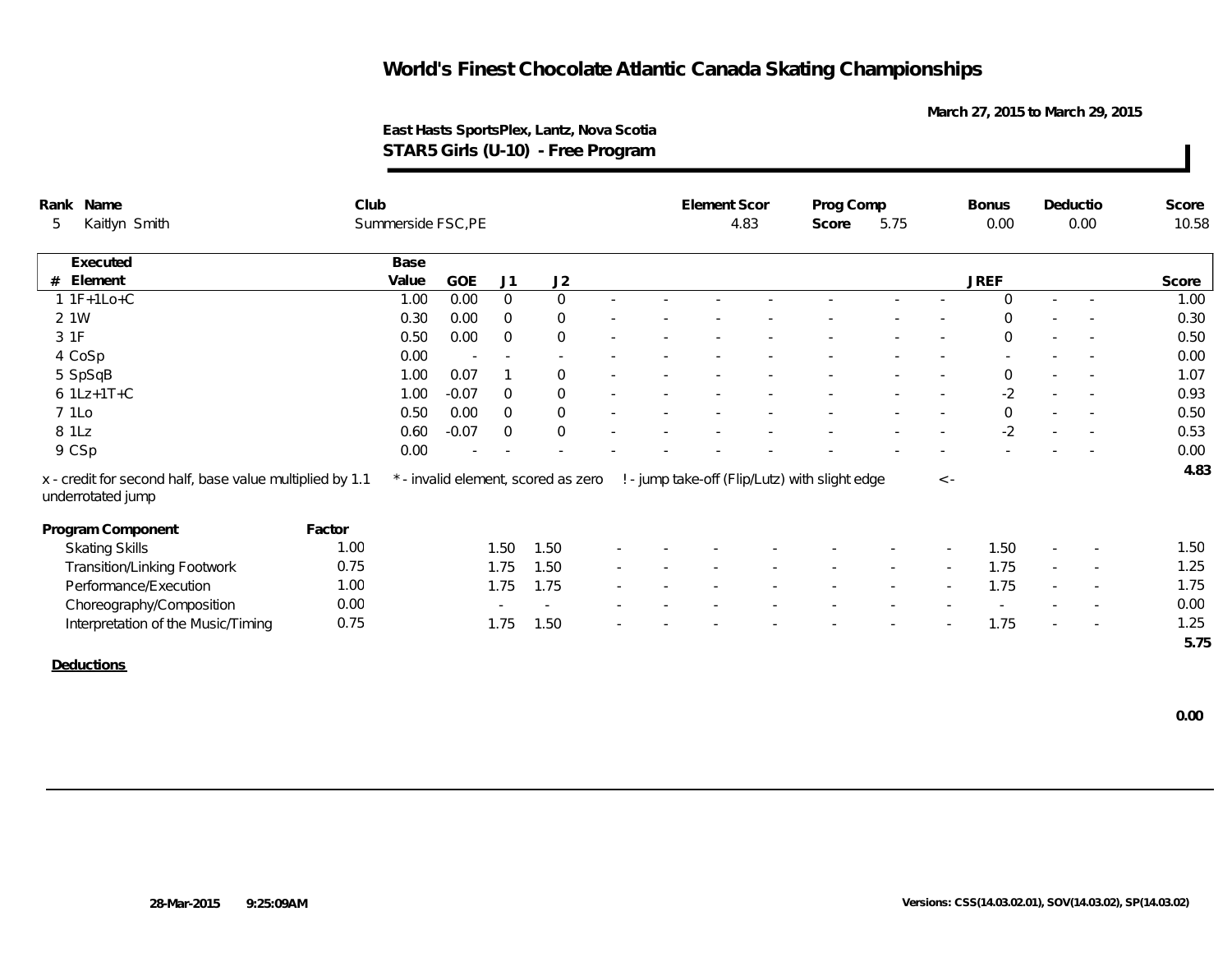# World's Finest Chocolate Atlantic Canada Skating Championships

March 27, 2015 to March 29, 2015

East Hasts SportsPlex, Lantz, Nova Scotia

**STAR5 Girls (U-10) - Free Program**

| Rank | Name | Club | Element Score | Prog Comp Score | Bonus | Deductions | Score |
|---|---|---|---|---|---|---|---|
| 5 | Kaitlyn Smith | Summerside FSC,PE | 4.83 | 5.75 | 0.00 | 0.00 | 10.58 |

| # | Executed Element | Base Value | GOE | J1 | J2 | | | | | | | | | JREF | | | Score |
|---|---|---|---|---|---|---|---|---|---|---|---|---|---|---|---|---|---|
| 1 | 1F+1Lo+C | 1.00 | 0.00 | 0 | 0 | - | - | - | - | - | - | - | - | 0 | - | - | 1.00 |
| 2 | 1W | 0.30 | 0.00 | 0 | 0 | - | - | - | - | - | - | - | - | 0 | - | - | 0.30 |
| 3 | 1F | 0.50 | 0.00 | 0 | 0 | - | - | - | - | - | - | - | - | 0 | - | - | 0.50 |
| 4 | CoSp | 0.00 | - | - | - | - | - | - | - | - | - | - | - | - | - | - | 0.00 |
| 5 | SpSqB | 1.00 | 0.07 | 1 | 0 | - | - | - | - | - | - | - | - | 0 | - | - | 1.07 |
| 6 | 1Lz+1T+C | 1.00 | -0.07 | 0 | 0 | - | - | - | - | - | - | - | - | -2 | - | - | 0.93 |
| 7 | 1Lo | 0.50 | 0.00 | 0 | 0 | - | - | - | - | - | - | - | - | 0 | - | - | 0.50 |
| 8 | 1Lz | 0.60 | -0.07 | 0 | 0 | - | - | - | - | - | - | - | - | -2 | - | - | 0.53 |
| 9 | CSp | 0.00 | - | - | - | - | - | - | - | - | - | - | - | - | - | - | 0.00 |
| | | | | | | | | | | | | | | | | | 4.83 |

x - credit for second half, base value multiplied by 1.1 &nbsp; * - invalid element, scored as zero &nbsp; ! - jump take-off (Flip/Lutz) with slight edge &nbsp; <- underrotated jump

| Program Component | Factor | J1 | J2 | | | | | | | | | JREF | | | Score |
|---|---|---|---|---|---|---|---|---|---|---|---|---|---|---|---|
| Skating Skills | 1.00 | 1.50 | 1.50 | - | - | - | - | - | - | - | - | 1.50 | - | - | 1.50 |
| Transition/Linking Footwork | 0.75 | 1.75 | 1.50 | - | - | - | - | - | - | - | - | 1.75 | - | - | 1.25 |
| Performance/Execution | 1.00 | 1.75 | 1.75 | - | - | - | - | - | - | - | - | 1.75 | - | - | 1.75 |
| Choreography/Composition | 0.00 | - | - | - | - | - | - | - | - | - | - | - | - | - | 0.00 |
| Interpretation of the Music/Timing | 0.75 | 1.75 | 1.50 | - | - | - | - | - | - | - | - | 1.75 | - | - | 1.25 |
| | | | | | | | | | | | | | | | 5.75 |

**Deductions**

0.00

28-Mar-2015 9:25:09AM

Versions: CSS(14.03.02.01), SOV(14.03.02), SP(14.03.02)